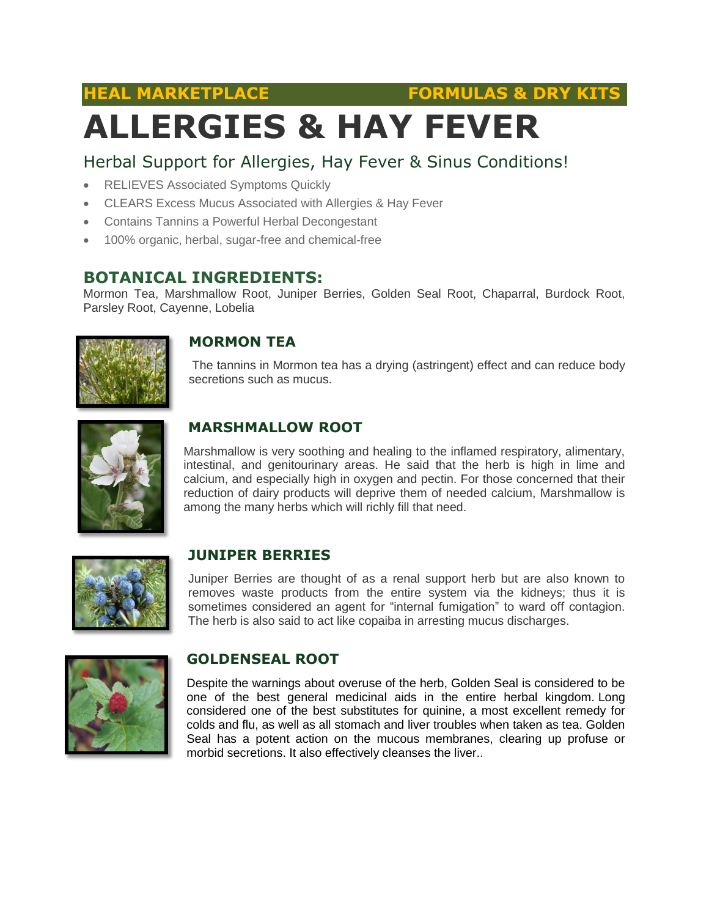**HEAL MARKETPLACE** **FORMULAS & DRY KITS**

# ALLERGIES & HAY FEVER

## Herbal Support for Allergies, Hay Fever & Sinus Conditions!

- RELIEVES Associated Symptoms Quickly
- CLEARS Excess Mucus Associated with Allergies & Hay Fever
- Contains Tannins a Powerful Herbal Decongestant
- 100% organic, herbal, sugar-free and chemical-free

## BOTANICAL INGREDIENTS:

Mormon Tea, Marshmallow Root, Juniper Berries, Golden Seal Root, Chaparral, Burdock Root, Parsley Root, Cayenne, Lobelia

### MORMON TEA

The tannins in Mormon tea has a drying (astringent) effect and can reduce body secretions such as mucus.

### MARSHMALLOW ROOT

Marshmallow is very soothing and healing to the inflamed respiratory, alimentary, intestinal, and genitourinary areas. He said that the herb is high in lime and calcium, and especially high in oxygen and pectin. For those concerned that their reduction of dairy products will deprive them of needed calcium, Marshmallow is among the many herbs which will richly fill that need.

### JUNIPER BERRIES

Juniper Berries are thought of as a renal support herb but are also known to removes waste products from the entire system via the kidneys; thus it is sometimes considered an agent for "internal fumigation" to ward off contagion. The herb is also said to act like copaiba in arresting mucus discharges.

### GOLDENSEAL ROOT

Despite the warnings about overuse of the herb, Golden Seal is considered to be one of the best general medicinal aids in the entire herbal kingdom. Long considered one of the best substitutes for quinine, a most excellent remedy for colds and flu, as well as all stomach and liver troubles when taken as tea. Golden Seal has a potent action on the mucous membranes, clearing up profuse or morbid secretions. It also effectively cleanses the liver..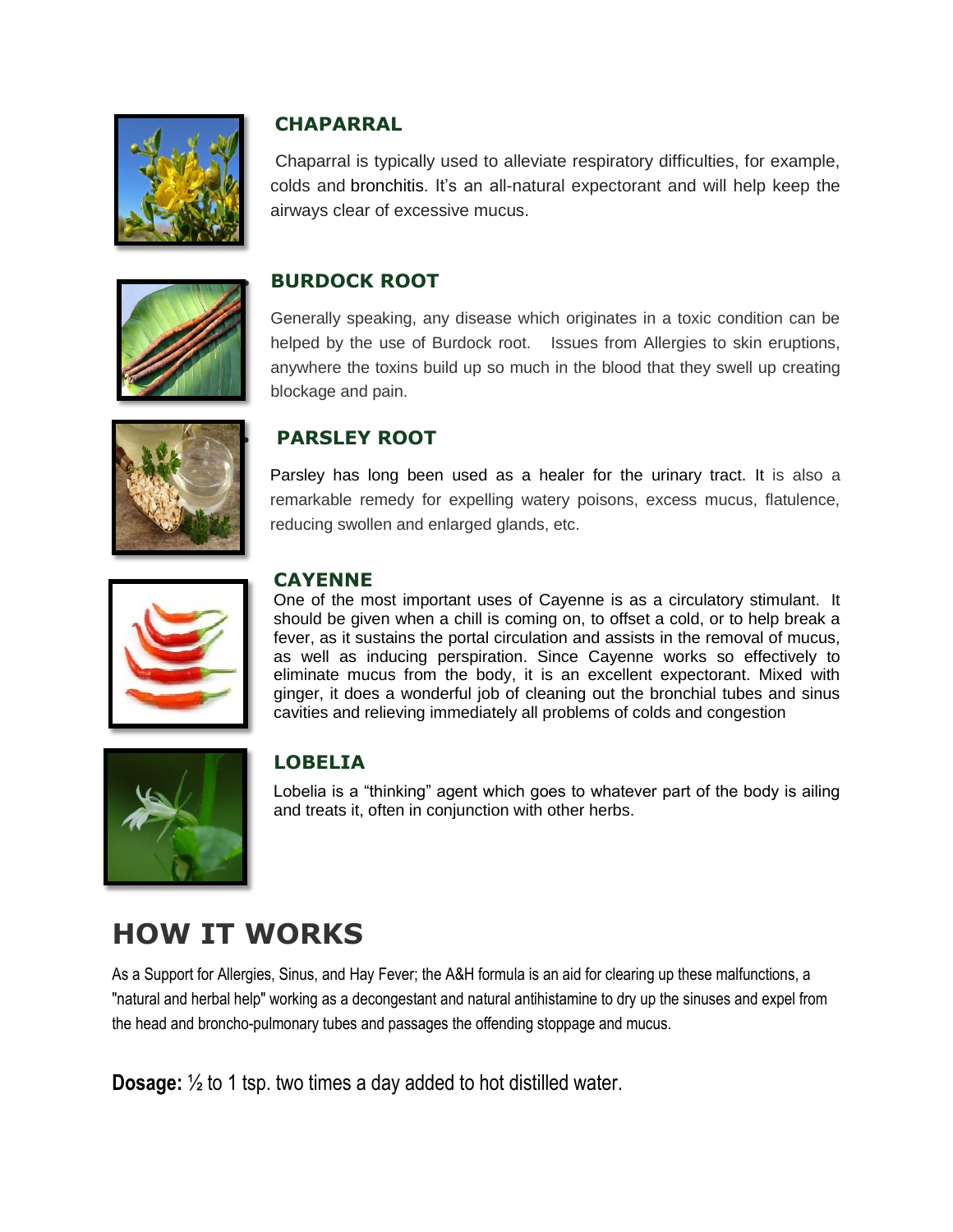### CHAPARRAL

Chaparral is typically used to alleviate respiratory difficulties, for example, colds and bronchitis. It's an all-natural expectorant and will help keep the airways clear of excessive mucus.

### BURDOCK ROOT

Generally speaking, any disease which originates in a toxic condition can be helped by the use of Burdock root. Issues from Allergies to skin eruptions, anywhere the toxins build up so much in the blood that they swell up creating blockage and pain.

### PARSLEY ROOT

Parsley has long been used as a healer for the urinary tract. It is also a remarkable remedy for expelling watery poisons, excess mucus, flatulence, reducing swollen and enlarged glands, etc.

### CAYENNE

One of the most important uses of Cayenne is as a circulatory stimulant. It should be given when a chill is coming on, to offset a cold, or to help break a fever, as it sustains the portal circulation and assists in the removal of mucus, as well as inducing perspiration. Since Cayenne works so effectively to eliminate mucus from the body, it is an excellent expectorant. Mixed with ginger, it does a wonderful job of cleaning out the bronchial tubes and sinus cavities and relieving immediately all problems of colds and congestion

### LOBELIA

Lobelia is a "thinking" agent which goes to whatever part of the body is ailing and treats it, often in conjunction with other herbs.

## HOW IT WORKS

As a Support for Allergies, Sinus, and Hay Fever; the A&H formula is an aid for clearing up these malfunctions, a "natural and herbal help" working as a decongestant and natural antihistamine to dry up the sinuses and expel from the head and broncho-pulmonary tubes and passages the offending stoppage and mucus.

**Dosage:** ½ to 1 tsp. two times a day added to hot distilled water.